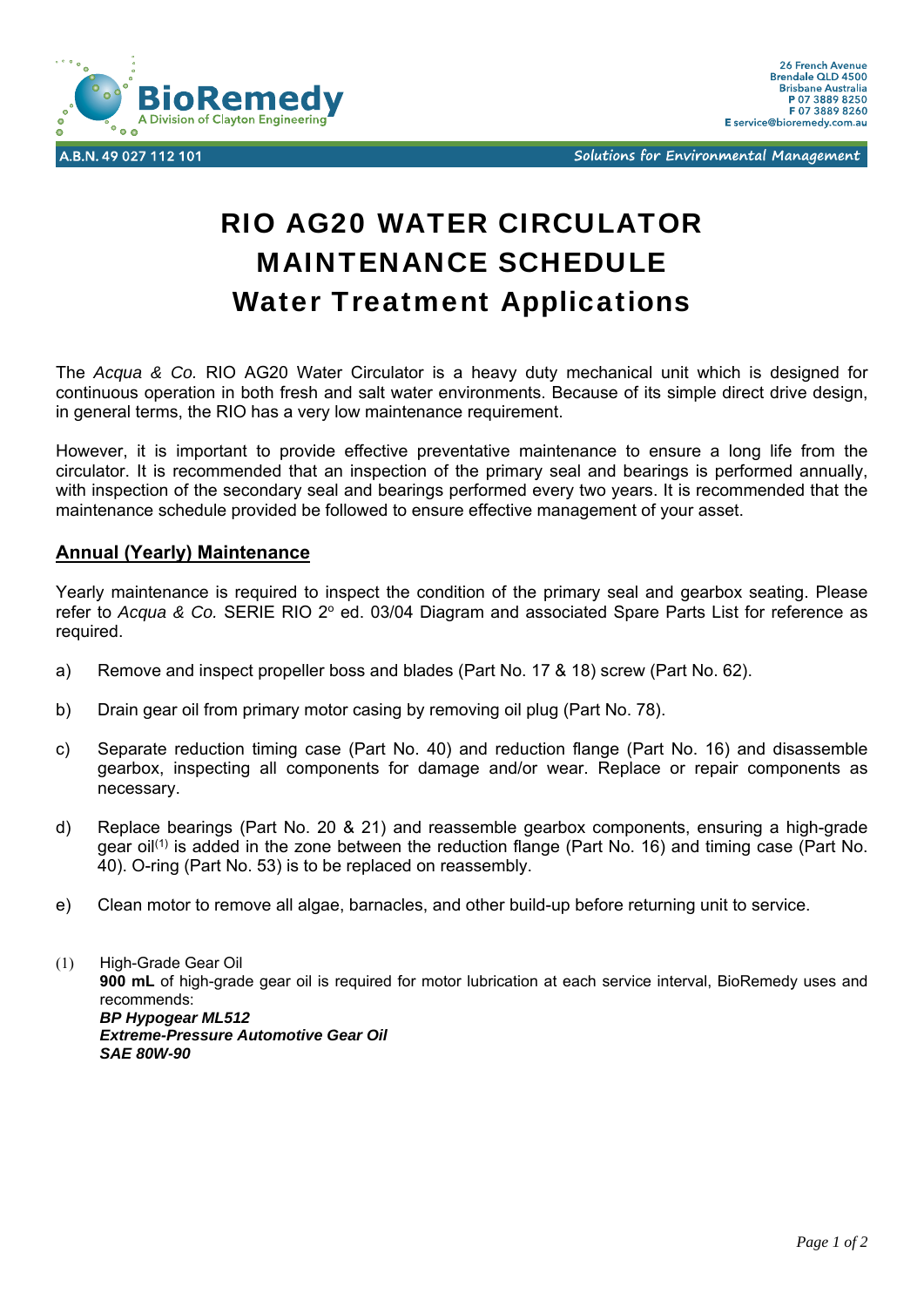BioRemedy
A Division of Clayton Engineering

26 French Avenue
Brendale QLD 4500
Brisbane Australia
P 07 3889 8250
F 07 3889 8260
E service@bioremedy.com.au

A.B.N. 49 027 112 101

*Solutions for Environmental Management*

# RIO AG20 WATER CIRCULATOR MAINTENANCE SCHEDULE Water Treatment Applications

The *Acqua & Co.* RIO AG20 Water Circulator is a heavy duty mechanical unit which is designed for continuous operation in both fresh and salt water environments. Because of its simple direct drive design, in general terms, the RIO has a very low maintenance requirement.

However, it is important to provide effective preventative maintenance to ensure a long life from the circulator. It is recommended that an inspection of the primary seal and bearings is performed annually, with inspection of the secondary seal and bearings performed every two years. It is recommended that the maintenance schedule provided be followed to ensure effective management of your asset.

## Annual (Yearly) Maintenance

Yearly maintenance is required to inspect the condition of the primary seal and gearbox seating. Please refer to *Acqua & Co.* SERIE RIO 2º ed. 03/04 Diagram and associated Spare Parts List for reference as required.

a) Remove and inspect propeller boss and blades (Part No. 17 & 18) screw (Part No. 62).

b) Drain gear oil from primary motor casing by removing oil plug (Part No. 78).

c) Separate reduction timing case (Part No. 40) and reduction flange (Part No. 16) and disassemble gearbox, inspecting all components for damage and/or wear. Replace or repair components as necessary.

d) Replace bearings (Part No. 20 & 21) and reassemble gearbox components, ensuring a high-grade gear oil(1) is added in the zone between the reduction flange (Part No. 16) and timing case (Part No. 40). O-ring (Part No. 53) is to be replaced on reassembly.

e) Clean motor to remove all algae, barnacles, and other build-up before returning unit to service.

(1) High-Grade Gear Oil
**900 mL** of high-grade gear oil is required for motor lubrication at each service interval, BioRemedy uses and recommends:
***BP Hypogear ML512***
***Extreme-Pressure Automotive Gear Oil***
***SAE 80W-90***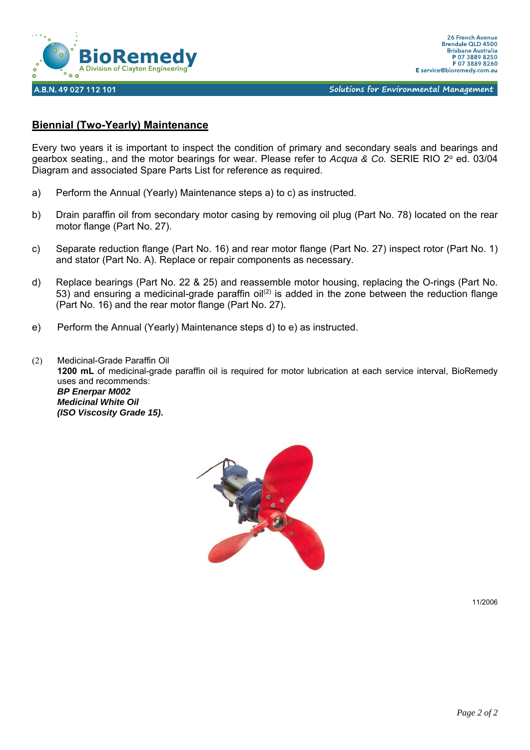## Biennial (Two-Yearly) Maintenance

Every two years it is important to inspect the condition of primary and secondary seals and bearings and gearbox seating., and the motor bearings for wear. Please refer to *Acqua & Co.* SERIE RIO 2° ed. 03/04 Diagram and associated Spare Parts List for reference as required.

a) Perform the Annual (Yearly) Maintenance steps a) to c) as instructed.

b) Drain paraffin oil from secondary motor casing by removing oil plug (Part No. 78) located on the rear motor flange (Part No. 27).

c) Separate reduction flange (Part No. 16) and rear motor flange (Part No. 27) inspect rotor (Part No. 1) and stator (Part No. A). Replace or repair components as necessary.

d) Replace bearings (Part No. 22 & 25) and reassemble motor housing, replacing the O-rings (Part No. 53) and ensuring a medicinal-grade paraffin oil[2] is added in the zone between the reduction flange (Part No. 16) and the rear motor flange (Part No. 27).

e) Perform the Annual (Yearly) Maintenance steps d) to e) as instructed.

(2) Medicinal-Grade Paraffin Oil
**1200 mL** of medicinal-grade paraffin oil is required for motor lubrication at each service interval, BioRemedy uses and recommends:
***BP Enerpar M002***
***Medicinal White Oil***
***(ISO Viscosity Grade 15)*****.**

11/2006